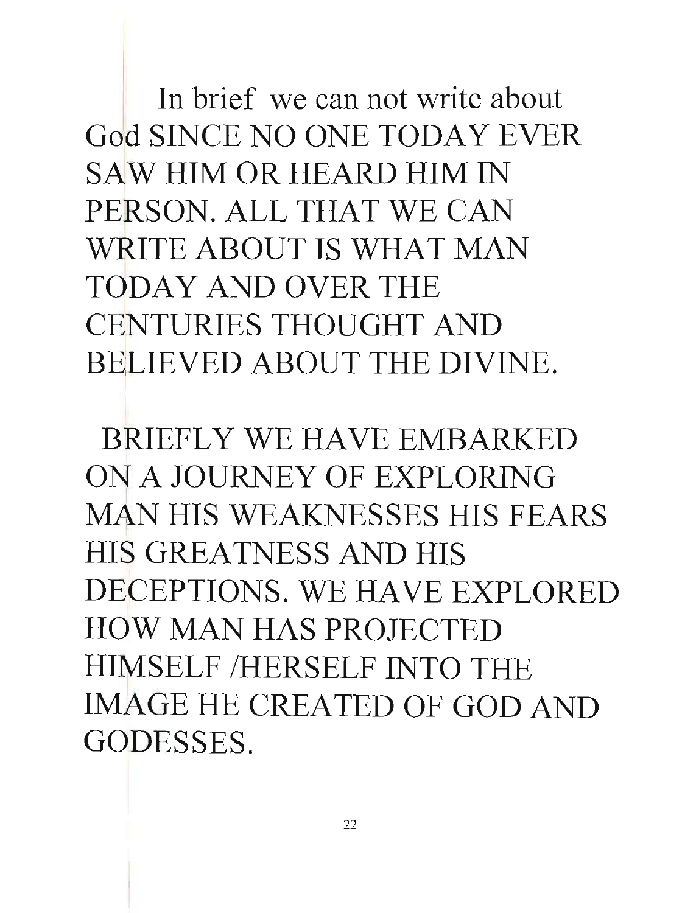In brief we can not write about God SINCE NO ONE TODAY EVER SAW HIM OR HEARD HIM IN PERSON. ALL THAT WE CAN WRITE ABOUT IS WHAT MAN TODAY AND OVER THE CENTURIES THOUGHT AND BELIEVED ABOUT THE DIVINE.

BRIEFLY WE HAVE EMBARKED ON A JOURNEY OF EXPLORING MAN HIS WEAKNESSES HIS FEARS HIS GREATNESS AND HIS DECEPTIONS. WE HAVE EXPLORED HOW MAN HAS PROJECTED HIMSELF /HERSELF INTO THE IMAGE HE CREATED OF GOD AND GODESSES.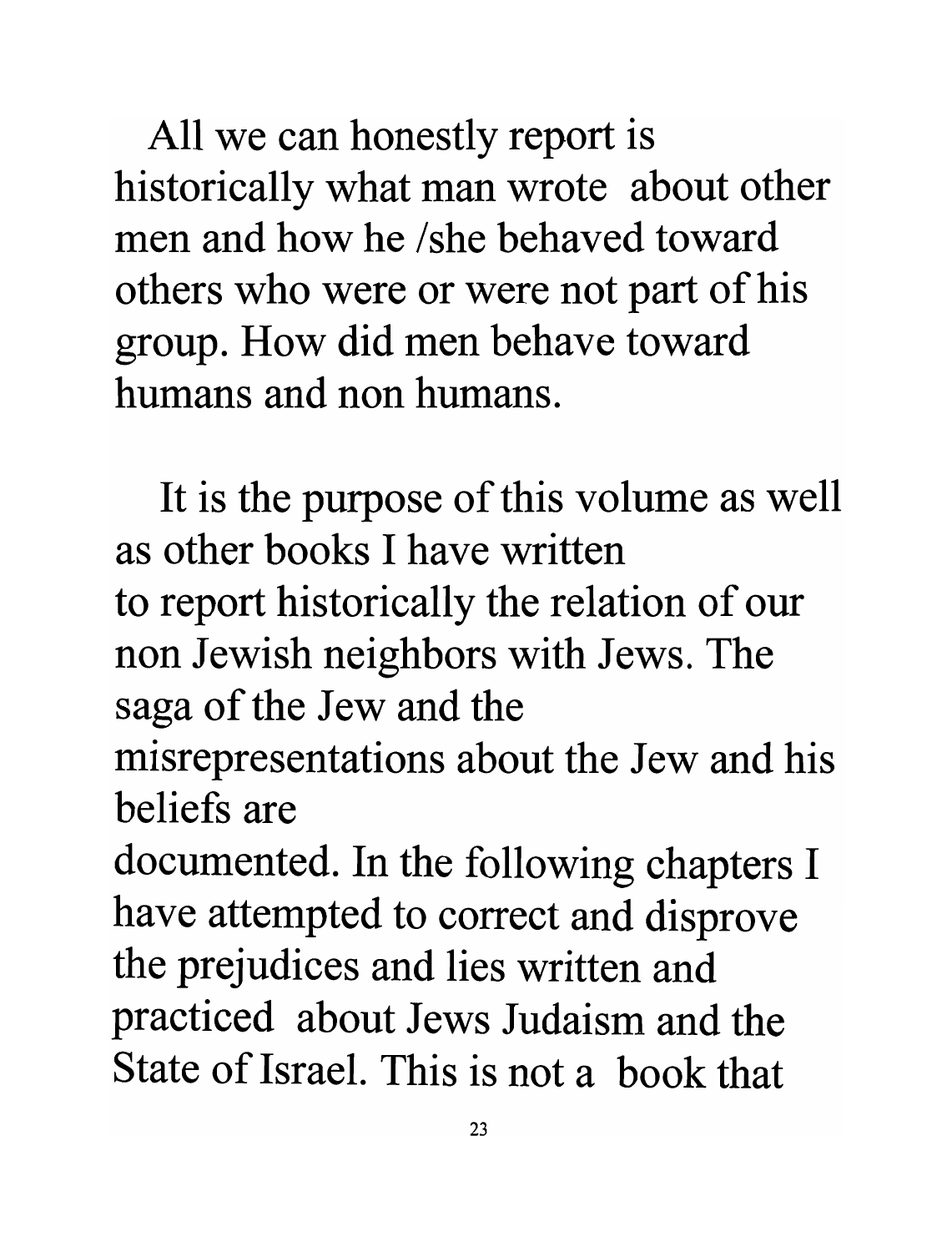All we can honestly report is historically what man wrote about other men and how he /she behaved toward others who were or were not part of his group. How did men behave toward humans and non humans.

It is the purpose of this volume as well as other books I have written to report historically the relation of our non Jewish neighbors with Jews. The saga of the Jew and the misrepresentations about the Jew and his beliefs are documented. In the following chapters I have attempted to correct and disprove the prejudices and lies written and practiced about Jews Judaism and the State of Israel. This is not a book that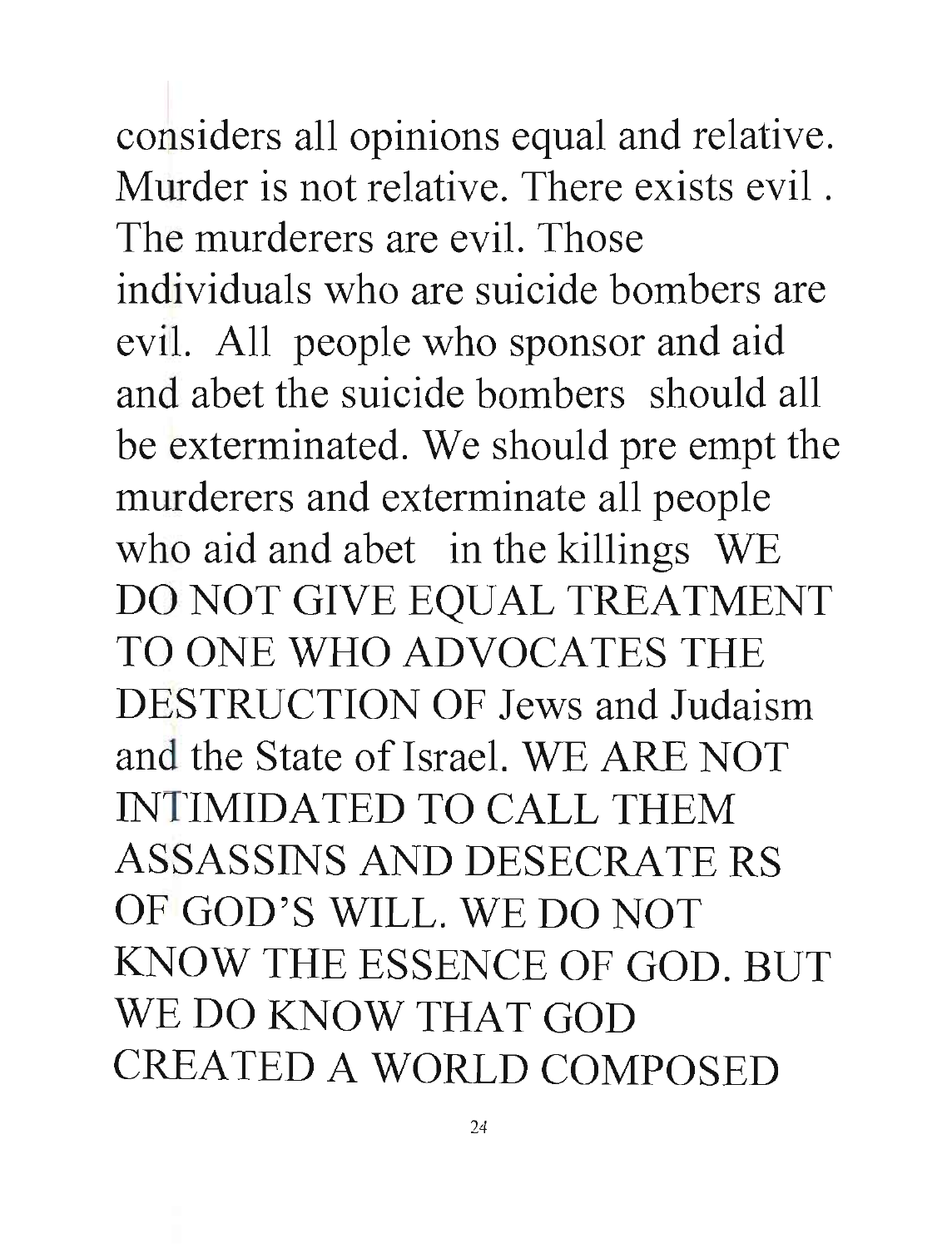considers all opinions equal and relative. Murder is not relative. There exists evil . The murderers are evil. Those individuals who are suicide bombers are evil. All people who sponsor and aid and abet the suicide bombers should all be exterminated. We should pre empt the murderers and exterminate all people who aid and abet in the killings WE DO NOT GIVE EQUAL TREATMENT TO ONE WHO ADVOCATES THE DESTRUCTION OF Jews and Judaism and the State of Israel. WE ARE NOT INTIMIDATED TO CALL THEM ASSASSINS AND DESECRATE RS OF GOD'S WILL. WE DO NOT KNOW THE ESSENCE OF GOD. BUT WE DO KNOW THAT GOD CREATED A WORLD COMPOSED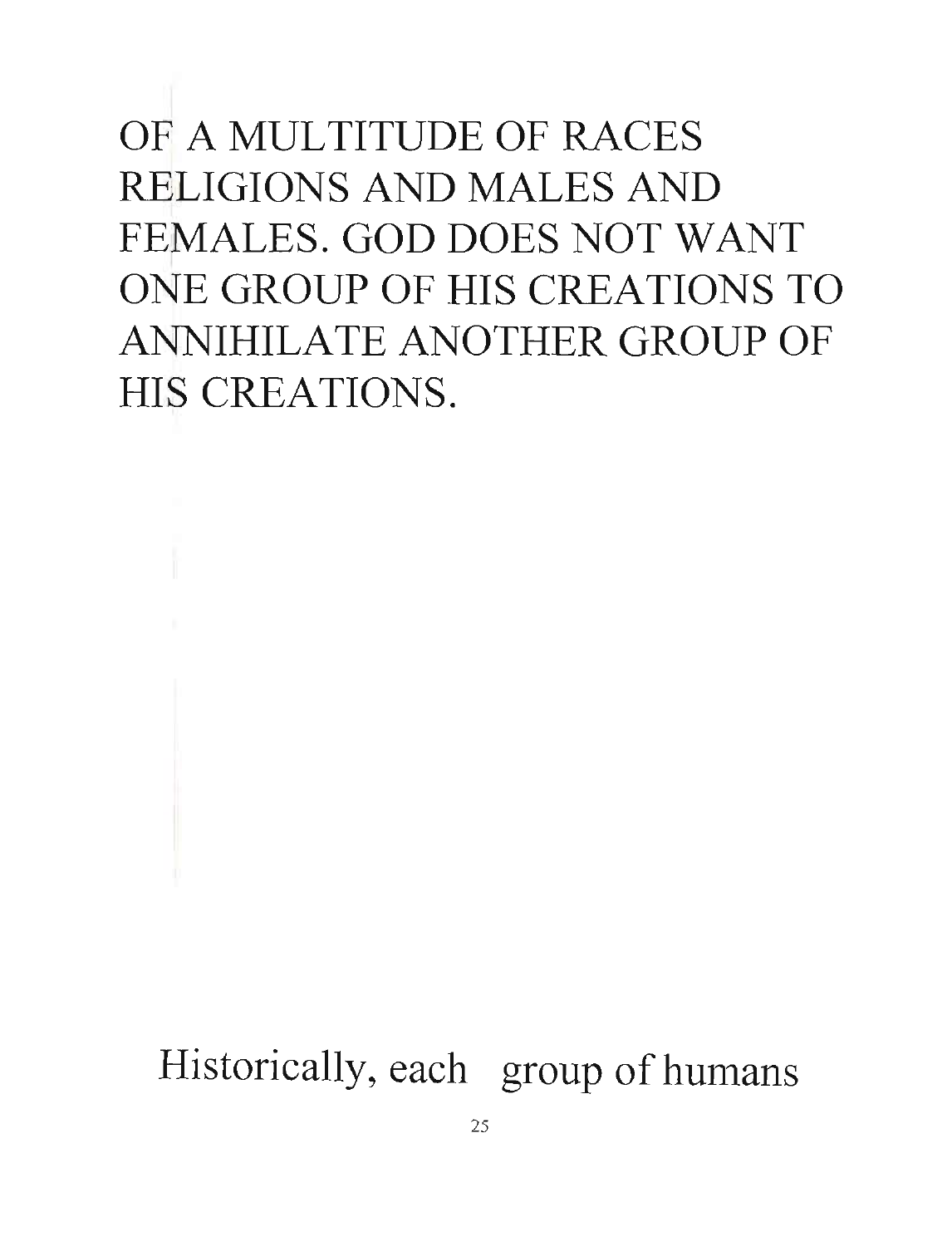OF A MULTITUDE OF RACES RELIGIONS AND MALES AND FEMALES. GOD DOES NOT WANT ONE GROUP OF HIS CREATIONS TO ANNIHILATE ANOTHER GROUP OF HIS CREATIONS.

Historically, each group of humans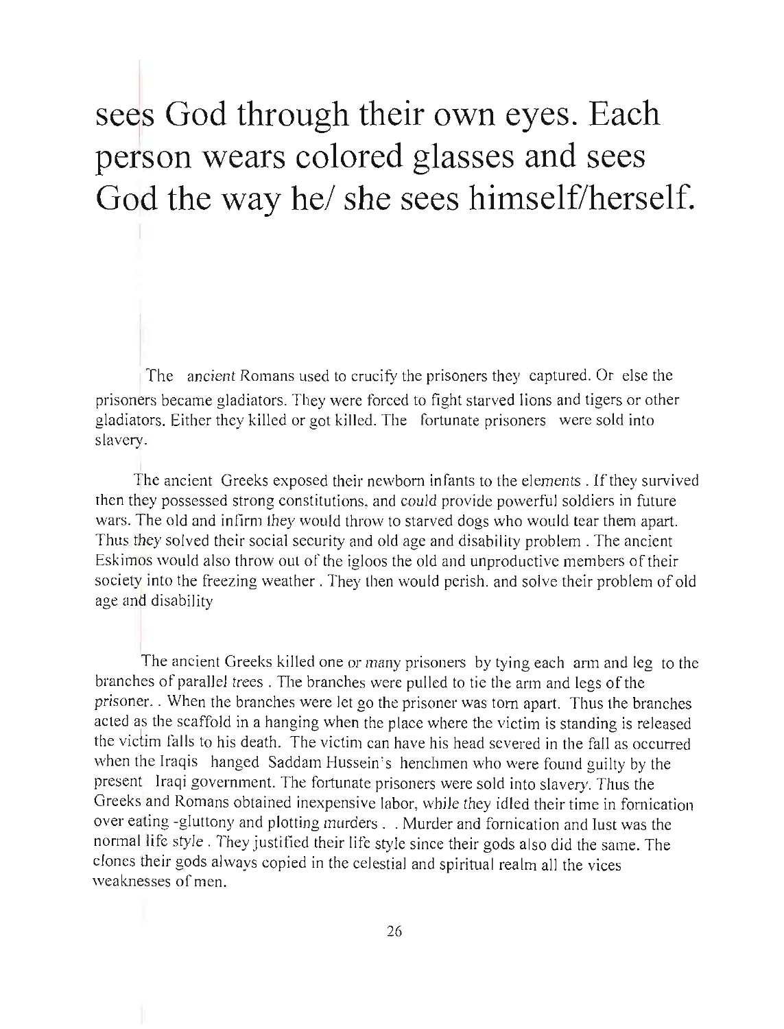sees God through their own eyes. Each person wears colored glasses and sees God the way he/ she sees himself/herself.

The ancient Romans used to crucify the prisoners they captured. Or else the prisoners became gladiators. They were forced to fight starved lions and tigers or other gladiators. Either they killed or got killed. The fortunate prisoners were sold into slavery.

The ancient Greeks exposed their newborn infants to the elements . If they survived then they possessed strong constitutions, and could provide powerful soldiers in future wars. The old and infirm they would throw to starved dogs who would tear them apart. Thus they solved their social security and old age and disability problem . The ancient Eskimos would also throw out of the igloos the old and unproductive members of their society into the freezing weather . They then would perish. and solve their problem of old age and disability

The ancient Greeks killed one or many prisoners by tying each arm and leg to the branches of parallel trees . The branches were pulled to tie the arm and legs of the prisoner. . When the branches were let go the prisoner was torn apart. Thus the branches acted as the scaffold in a hanging when the place where the victim is standing is released the victim falls to his death. The victim can have his head severed in the fall as occurred when the Iraqis hanged Saddam Hussein's henchmen who were found guilty by the present Iraqi government. The fortunate prisoners were sold into slavery. Thus the Greeks and Romans obtained inexpensive labor, while they idled their time in fornication over eating -gluttony and plotting murders . . Murder and fornication and lust was the normal life style . They justified their life style since their gods also did the same. The clones their gods always copied in the celestial and spiritual realm all the vices weaknesses of men.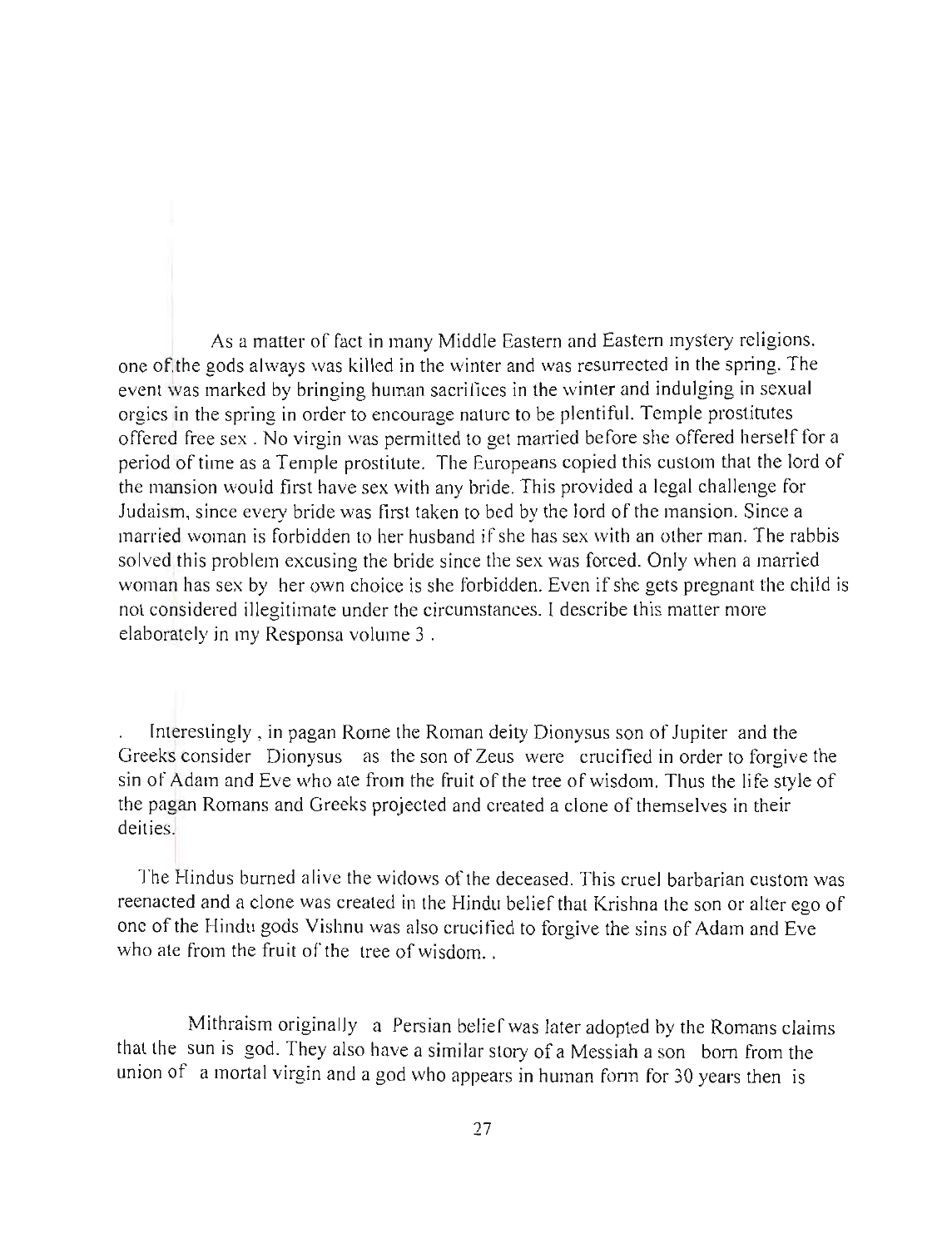As a matter of fact in many Middle Eastern and Eastern mystery religions. one of the gods always was killed in the winter and was resurrected in the spring. The event was marked by bringing human sacrifices in the winter and indulging in sexual orgies in the spring in order to encourage nature to be plentiful. Temple prostitutes offered free sex . No virgin was permitted to get married before she offered herself for a period of time as a Temple prostitute. The Europeans copied this custom that the lord of the mansion would first have sex with any bride. This provided a legal challenge for Judaism, since every bride was first taken to bed by the lord of the mansion. Since a married woman is forbidden to her husband if she has sex with an other man. The rabbis solved this problem excusing the bride since the sex was forced. Only when a married woman has sex by her own choice is she forbidden. Even if she gets pregnant the child is not considered illegitimate under the circumstances. I describe this matter more elaborately in my Responsa volume 3 .

. Interestingly , in pagan Rome the Roman deity Dionysus son of Jupiter and the Greeks consider Dionysus as the son of Zeus were crucified in order to forgive the sin of Adam and Eve who ate from the fruit of the tree of wisdom. Thus the life style of the pagan Romans and Greeks projected and created a clone of themselves in their deities.

The Hindus burned alive the widows of the deceased. This cruel barbarian custom was reenacted and a clone was created in the Hindu belief that Krishna the son or alter ego of one of the Hindu gods Vishnu was also crucified to forgive the sins of Adam and Eve who ate from the fruit of the tree of wisdom. .

Mithraism originally a Persian belief was later adopted by the Romans claims that the sun is god. They also have a similar story of a Messiah a son born from the union of a mortal virgin and a god who appears in human form for 30 years then is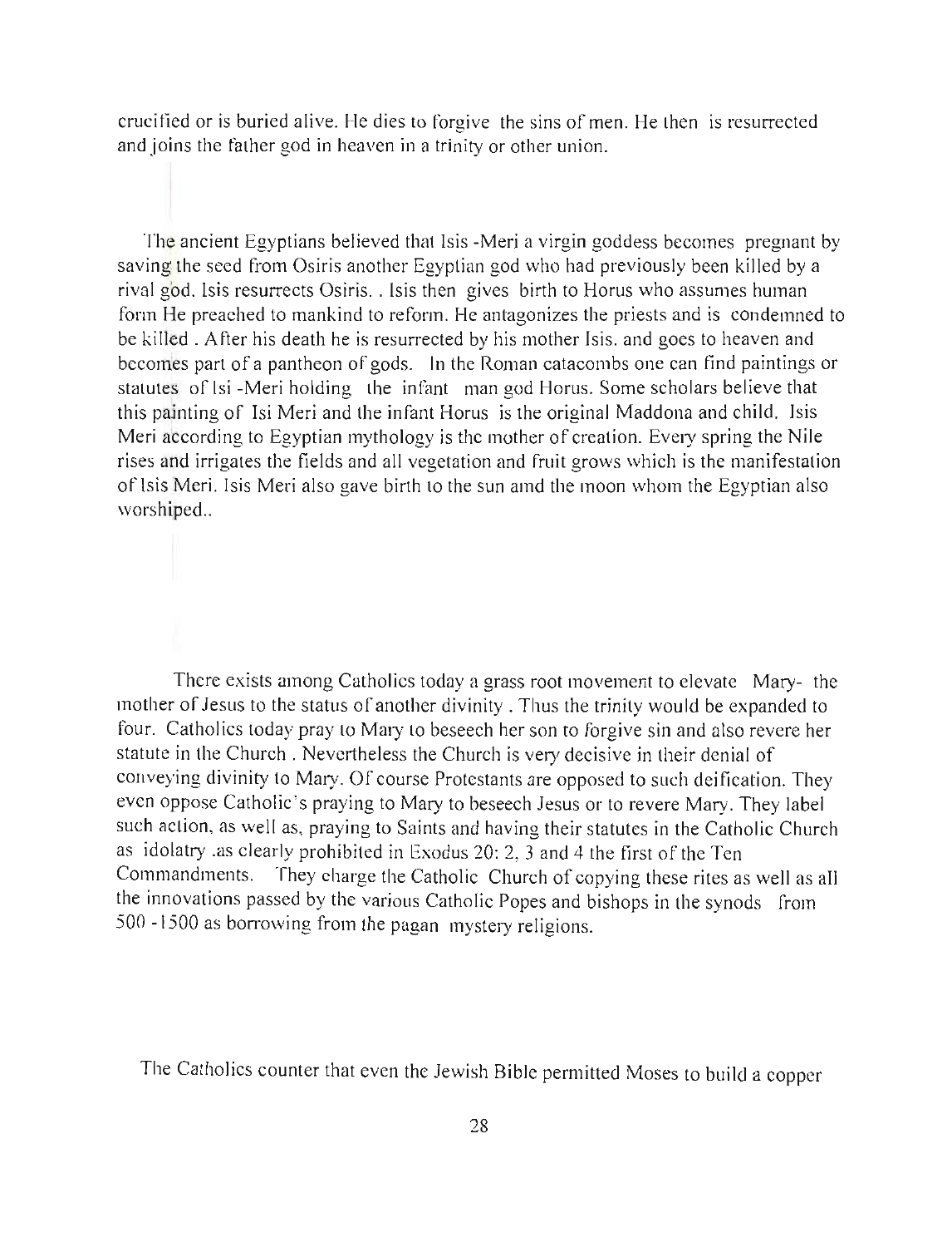crucified or is buried alive. He dies to forgive the sins of men. He then is resurrected and joins the father god in heaven in a trinity or other union.

The ancient Egyptians believed that Isis -Meri a virgin goddess becomes pregnant by saving the seed from Osiris another Egyptian god who had previously been killed by a rival god. Isis resurrects Osiris. . Isis then gives birth to Horus who assumes human form He preached to mankind to reform. He antagonizes the priests and is condemned to be killed . After his death he is resurrected by his mother Isis. and goes to heaven and becomes part of a pantheon of gods. In the Roman catacombs one can find paintings or statutes of Isi -Meri holding the infant man god Horus. Some scholars believe that this painting of Isi Meri and the infant Horus is the original Maddona and child. Isis Meri according to Egyptian mythology is the mother of creation. Every spring the Nile rises and irrigates the fields and all vegetation and fruit grows which is the manifestation of Isis Meri. Isis Meri also gave birth to the sun amd the moon whom the Egyptian also worshiped..

There exists among Catholics today a grass root movement to elevate Mary- the mother of Jesus to the status of another divinity . Thus the trinity would be expanded to four. Catholics today pray to Mary to beseech her son to forgive sin and also revere her statute in the Church . Nevertheless the Church is very decisive in their denial of conveying divinity to Mary. Of course Protestants are opposed to such deification. They even oppose Catholic's praying to Mary to beseech Jesus or to revere Mary. They label such action, as well as, praying to Saints and having their statutes in the Catholic Church as idolatry .as clearly prohibited in Exodus 20: 2, 3 and 4 the first of the Ten Commandments. They charge the Catholic Church of copying these rites as well as all the innovations passed by the various Catholic Popes and bishops in the synods from 500 -1500 as borrowing from the pagan mystery religions.

The Catholics counter that even the Jewish Bible permitted Moses to build a copper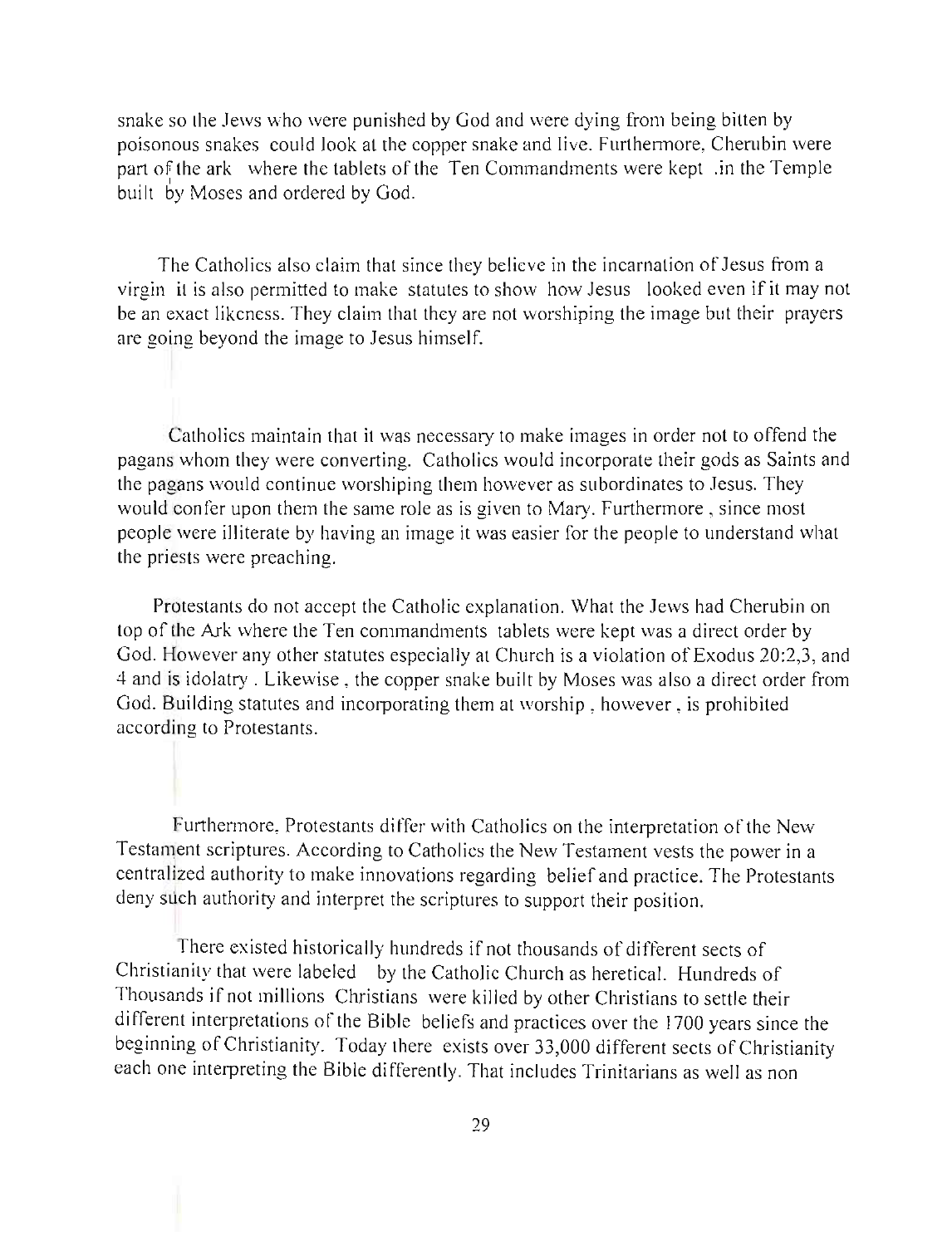snake so the Jews who were punished by God and were dying from being bitten by poisonous snakes could look at the copper snake and live. Furthermore, Cherubin were part of the ark where the tablets of the Ten Commandments were kept .in the Temple built by Moses and ordered by God.

The Catholics also claim that since they believe in the incarnation of Jesus from a virgin it is also permitted to make statutes to show how Jesus looked even if it may not be an exact likeness. They claim that they are not worshiping the image but their prayers are going beyond the image to Jesus himself.

Catholics maintain that it was necessary to make images in order not to offend the pagans whom they were converting. Catholics would incorporate their gods as Saints and the pagans would continue worshiping them however as subordinates to Jesus. They would confer upon them the same role as is given to Mary. Furthermore , since most people were illiterate by having an image it was easier for the people to understand what the priests were preaching.

Protestants do not accept the Catholic explanation. What the Jews had Cherubin on top of the Ark where the Ten commandments tablets were kept was a direct order by God. However any other statutes especially at Church is a violation of Exodus 20:2,3, and 4 and is idolatry . Likewise , the copper snake built by Moses was also a direct order from God. Building statutes and incorporating them at worship , however , is prohibited according to Protestants.

Furthermore, Protestants differ with Catholics on the interpretation of the New Testament scriptures. According to Catholics the New Testament vests the power in a centralized authority to make innovations regarding belief and practice. The Protestants deny such authority and interpret the scriptures to support their position.

There existed historically hundreds if not thousands of different sects of Christianity that were labeled by the Catholic Church as heretical. Hundreds of Thousands if not millions Christians were killed by other Christians to settle their different interpretations of the Bible beliefs and practices over the 1700 years since the beginning of Christianity. Today there exists over 33,000 different sects of Christianity each one interpreting the Bible differently. That includes Trinitarians as well as non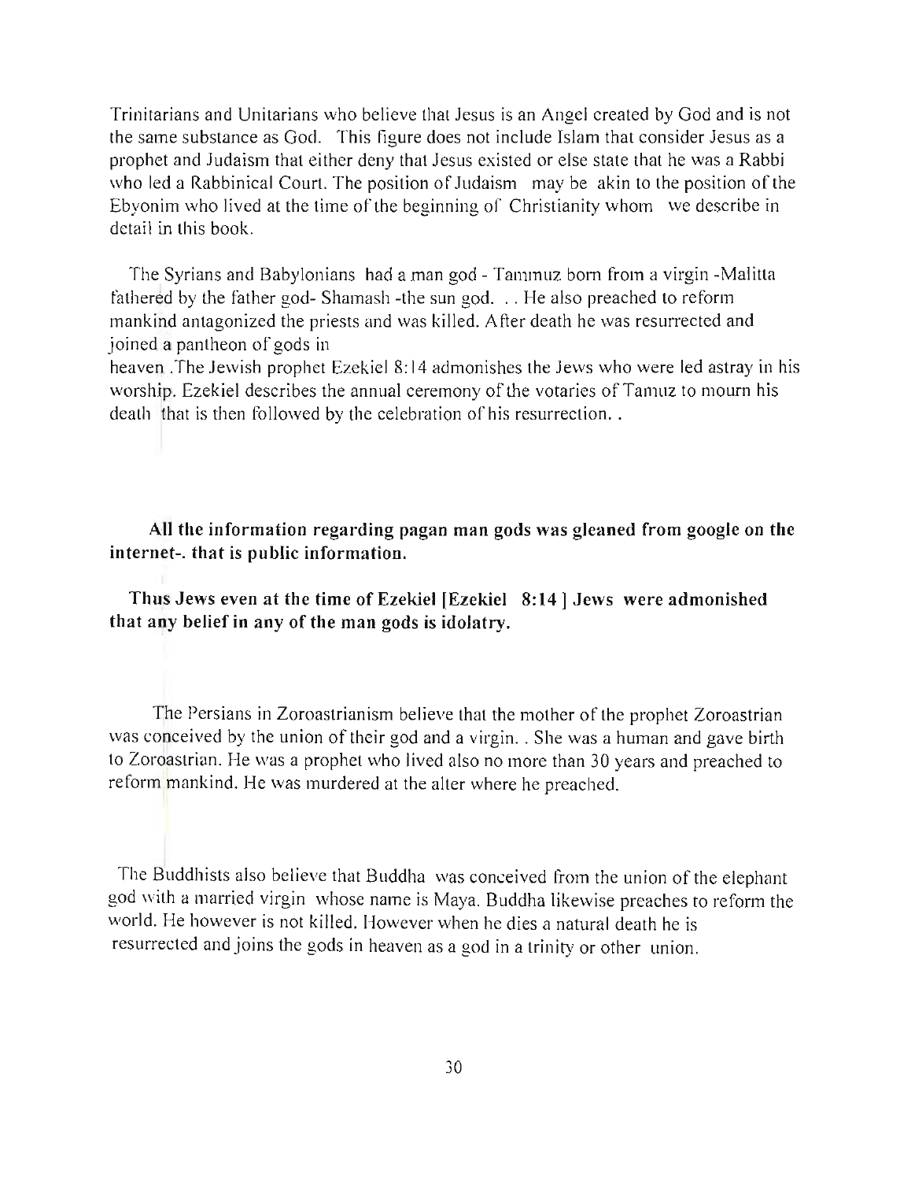Trinitarians and Unitarians who believe that Jesus is an Angel created by God and is not the same substance as God. This figure does not include Islam that consider Jesus as a prophet and Judaism that either deny that Jesus existed or else state that he was a Rabbi who led a Rabbinical Court. The position of Judaism may be akin to the position of the Ebyonim who lived at the time of the beginning of Christianity whom we describe in detail in this book.

The Syrians and Babylonians had a man god - Tammuz born from a virgin -Malitta fathered by the father god- Shamash -the sun god. . . He also preached to reform mankind antagonized the priests and was killed. After death he was resurrected and joined a pantheon of gods in heaven .The Jewish prophet Ezekiel 8:14 admonishes the Jews who were led astray in his worship. Ezekiel describes the annual ceremony of the votaries of Tamuz to mourn his death that is then followed by the celebration of his resurrection. .

**All the information regarding pagan man gods was gleaned from google on the internet-. that is public information.**

**Thus Jews even at the time of Ezekiel [Ezekiel 8:14 ] Jews were admonished that any belief in any of the man gods is idolatry.**

The Persians in Zoroastrianism believe that the mother of the prophet Zoroastrian was conceived by the union of their god and a virgin. . She was a human and gave birth to Zoroastrian. He was a prophet who lived also no more than 30 years and preached to reform mankind. He was murdered at the alter where he preached.

The Buddhists also believe that Buddha was conceived from the union of the elephant god with a married virgin whose name is Maya. Buddha likewise preaches to reform the world. He however is not killed. However when he dies a natural death he is resurrected and joins the gods in heaven as a god in a trinity or other union.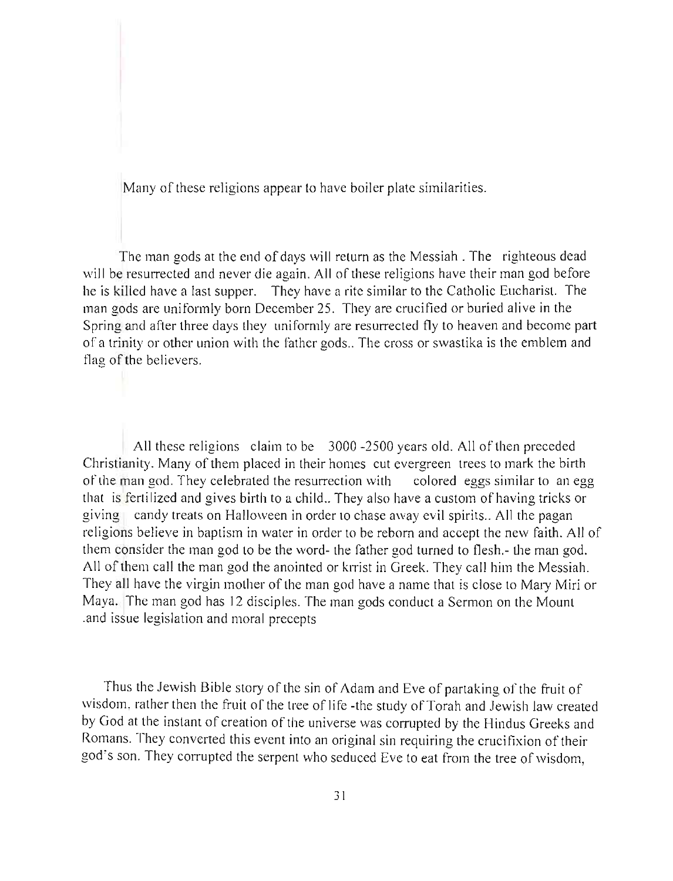Many of these religions appear to have boiler plate similarities.

The man gods at the end of days will return as the Messiah . The righteous dead will be resurrected and never die again. All of these religions have their man god before he is killed have a last supper. They have a rite similar to the Catholic Eucharist. The man gods are uniformly born December 25. They are crucified or buried alive in the Spring and after three days they uniformly are resurrected fly to heaven and become part of a trinity or other union with the father gods.. The cross or swastika is the emblem and flag of the believers.

All these religions claim to be 3000 -2500 years old. All of then preceded Christianity. Many of them placed in their homes cut evergreen trees to mark the birth of the man god. They celebrated the resurrection with colored eggs similar to an egg that is fertilized and gives birth to a child.. They also have a custom of having tricks or giving candy treats on Halloween in order to chase away evil spirits.. All the pagan religions believe in baptism in water in order to be reborn and accept the new faith. All of them consider the man god to be the word- the father god turned to flesh.- the man god. All of them call the man god the anointed or krrist in Greek. They call him the Messiah. They all have the virgin mother of the man god have a name that is close to Mary Miri or Maya. The man god has 12 disciples. The man gods conduct a Sermon on the Mount .and issue legislation and moral precepts

Thus the Jewish Bible story of the sin of Adam and Eve of partaking of the fruit of wisdom. rather then the fruit of the tree of life -the study of Torah and Jewish law created by God at the instant of creation of the universe was corrupted by the Hindus Greeks and Romans. They converted this event into an original sin requiring the crucifixion of their god's son. They corrupted the serpent who seduced Eve to eat from the tree of wisdom,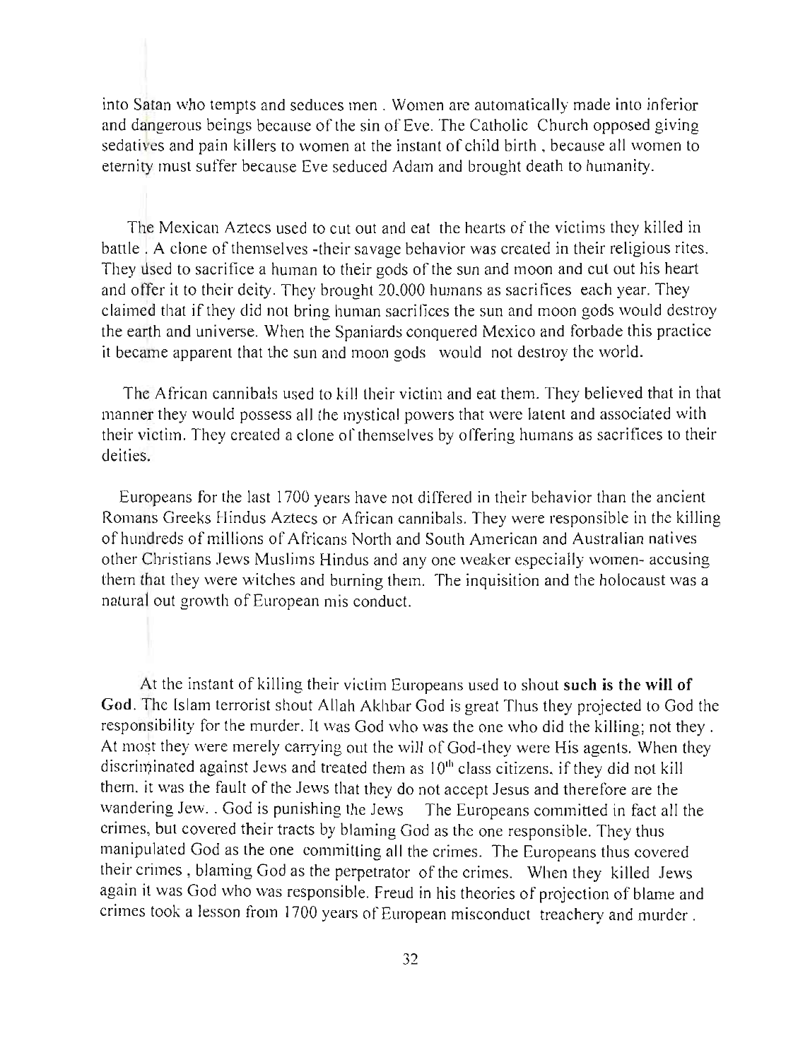into Satan who tempts and seduces men . Women are automatically made into inferior and dangerous beings because of the sin of Eve. The Catholic Church opposed giving sedatives and pain killers to women at the instant of child birth , because all women to eternity must suffer because Eve seduced Adam and brought death to humanity.

The Mexican Aztecs used to cut out and eat the hearts of the victims they killed in battle . A clone of themselves -their savage behavior was created in their religious rites. They used to sacrifice a human to their gods of the sun and moon and cut out his heart and offer it to their deity. They brought 20.000 humans as sacrifices each year. They claimed that if they did not bring human sacrifices the sun and moon gods would destroy the earth and universe. When the Spaniards conquered Mexico and forbade this practice it became apparent that the sun and moon gods would not destroy the world.

The African cannibals used to kill their victim and eat them. They believed that in that manner they would possess all the mystical powers that were latent and associated with their victim. They created a clone of themselves by offering humans as sacrifices to their deities.

Europeans for the last 1700 years have not differed in their behavior than the ancient Romans Greeks Hindus Aztecs or African cannibals. They were responsible in the killing of hundreds of millions of Africans North and South American and Australian natives other Christians Jews Muslims Hindus and any one weaker especially women- accusing them that they were witches and burning them. The inquisition and the holocaust was a natural out growth of European mis conduct.

At the instant of killing their victim Europeans used to shout **such is the will of God**. The Islam terrorist shout Allah Akhbar God is great Thus they projected to God the responsibility for the murder. It was God who was the one who did the killing; not they . At most they were merely carrying out the will of God-they were His agents. When they discriminated against Jews and treated them as 10th class citizens. if they did not kill them. it was the fault of the Jews that they do not accept Jesus and therefore are the wandering Jew. . God is punishing the Jews The Europeans committed in fact all the crimes, but covered their tracts by blaming God as the one responsible. They thus manipulated God as the one committing all the crimes. The Europeans thus covered their crimes , blaming God as the perpetrator of the crimes. When they killed Jews again it was God who was responsible. Freud in his theories of projection of blame and crimes took a lesson from 1700 years of European misconduct treachery and murder .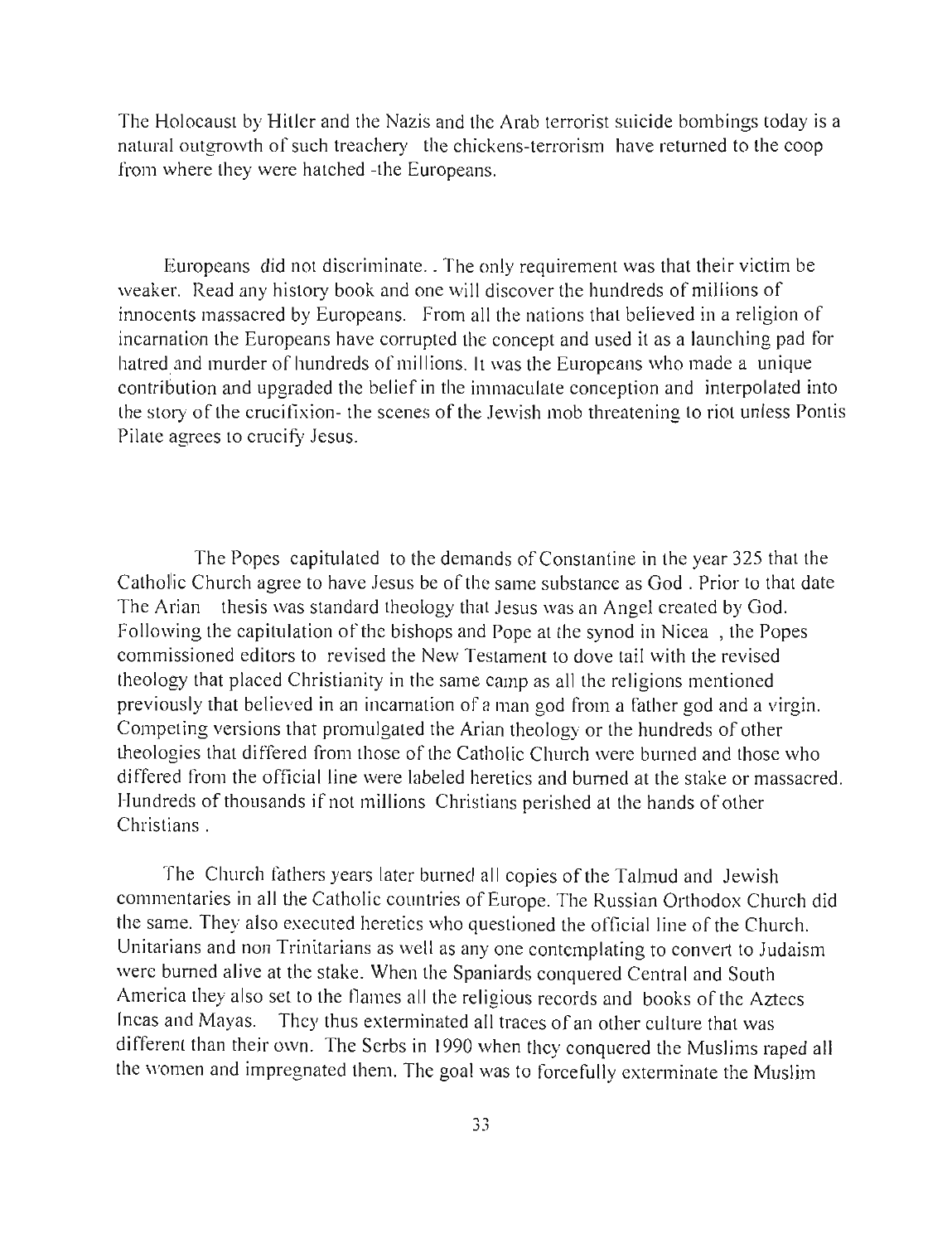The Holocaust by Hitler and the Nazis and the Arab terrorist suicide bombings today is a natural outgrowth of such treachery the chickens-terrorism have returned to the coop from where they were hatched -the Europeans.

Europeans did not discriminate. . The only requirement was that their victim be weaker. Read any history book and one will discover the hundreds of millions of innocents massacred by Europeans. From all the nations that believed in a religion of incarnation the Europeans have corrupted the concept and used it as a launching pad for hatred and murder of hundreds of millions. It was the Europeans who made a unique contribution and upgraded the belief in the immaculate conception and interpolated into the story of the crucifixion- the scenes of the Jewish mob threatening to riot unless Pontis Pilate agrees to crucify Jesus.

The Popes capitulated to the demands of Constantine in the year 325 that the Catholic Church agree to have Jesus be of the same substance as God . Prior to that date The Arian thesis was standard theology that Jesus was an Angel created by God. Following the capitulation of the bishops and Pope at the synod in Nicea , the Popes commissioned editors to revised the New Testament to dove tail with the revised theology that placed Christianity in the same camp as all the religions mentioned previously that believed in an incarnation of a man god from a father god and a virgin. Competing versions that promulgated the Arian theology or the hundreds of other theologies that differed from those of the Catholic Church were burned and those who differed from the official line were labeled heretics and burned at the stake or massacred. Hundreds of thousands if not millions Christians perished at the hands of other Christians .

The Church fathers years later burned all copies of the Talmud and Jewish commentaries in all the Catholic countries of Europe. The Russian Orthodox Church did the same. They also executed heretics who questioned the official line of the Church. Unitarians and non Trinitarians as well as any one contemplating to convert to Judaism were burned alive at the stake. When the Spaniards conquered Central and South America they also set to the flames all the religious records and books of the Aztecs Incas and Mayas. They thus exterminated all traces of an other culture that was different than their own. The Serbs in 1990 when they conquered the Muslims raped all the women and impregnated them. The goal was to forcefully exterminate the Muslim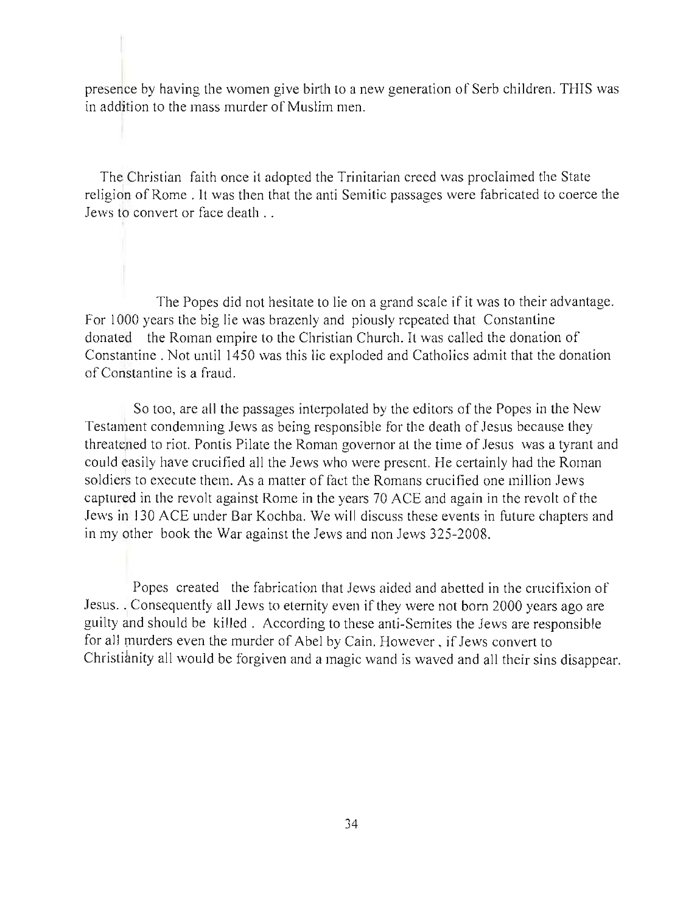presence by having the women give birth to a new generation of Serb children. THIS was in addition to the mass murder of Muslim men.

The Christian faith once it adopted the Trinitarian creed was proclaimed the State religion of Rome . It was then that the anti Semitic passages were fabricated to coerce the Jews to convert or face death . .

The Popes did not hesitate to lie on a grand scale if it was to their advantage. For 1000 years the big lie was brazenly and piously repeated that Constantine donated the Roman empire to the Christian Church. It was called the donation of Constantine . Not until 1450 was this lie exploded and Catholics admit that the donation of Constantine is a fraud.

So too, are all the passages interpolated by the editors of the Popes in the New Testament condemning Jews as being responsible for the death of Jesus because they threatened to riot. Pontis Pilate the Roman governor at the time of Jesus was a tyrant and could easily have crucified all the Jews who were present. He certainly had the Roman soldiers to execute them. As a matter of fact the Romans crucified one million Jews captured in the revolt against Rome in the years 70 ACE and again in the revolt of the Jews in 130 ACE under Bar Kochba. We will discuss these events in future chapters and in my other book the War against the Jews and non Jews 325-2008.

Popes created the fabrication that Jews aided and abetted in the crucifixion of Jesus. . Consequently all Jews to eternity even if they were not born 2000 years ago are guilty and should be killed . According to these anti-Semites the Jews are responsible for all murders even the murder of Abel by Cain. However , if Jews convert to Christianity all would be forgiven and a magic wand is waved and all their sins disappear.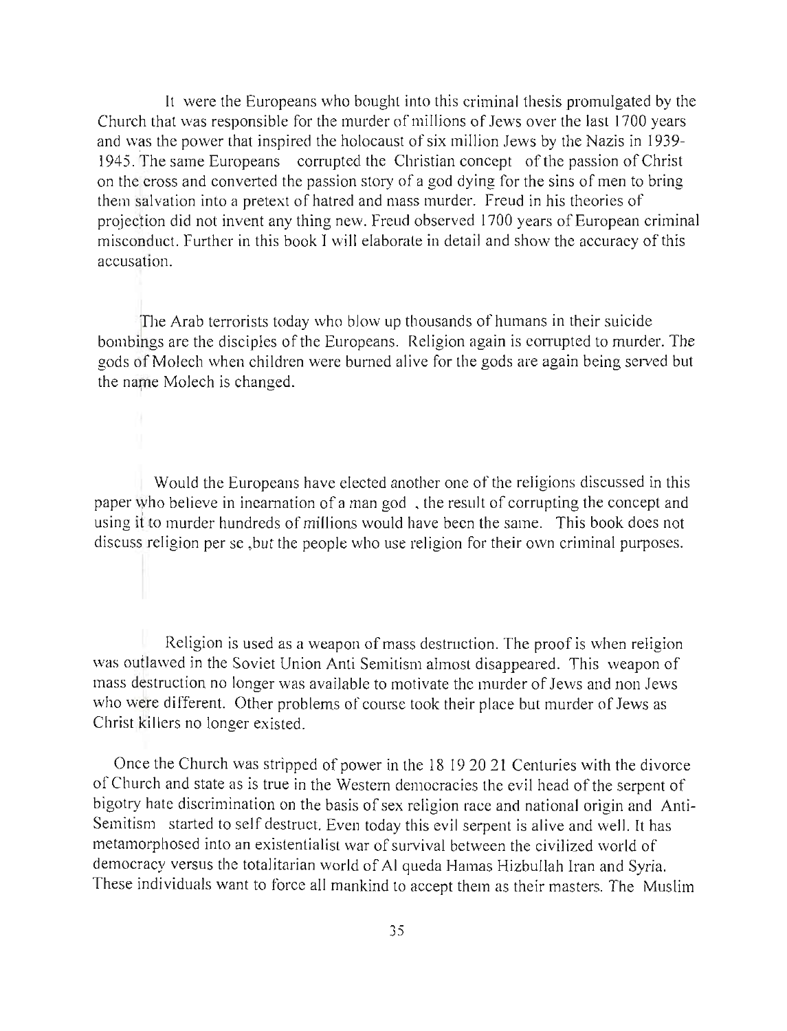It were the Europeans who bought into this criminal thesis promulgated by the Church that was responsible for the murder of millions of Jews over the last 1700 years and was the power that inspired the holocaust of six million Jews by the Nazis in 1939-1945. The same Europeans corrupted the Christian concept of the passion of Christ on the cross and converted the passion story of a god dying for the sins of men to bring them salvation into a pretext of hatred and mass murder. Freud in his theories of projection did not invent any thing new. Freud observed 1700 years of European criminal misconduct. Further in this book I will elaborate in detail and show the accuracy of this accusation.

The Arab terrorists today who blow up thousands of humans in their suicide bombings are the disciples of the Europeans. Religion again is corrupted to murder. The gods of Molech when children were burned alive for the gods are again being served but the name Molech is changed.

Would the Europeans have elected another one of the religions discussed in this paper who believe in incarnation of a man god , the result of corrupting the concept and using it to murder hundreds of millions would have been the same. This book does not discuss religion per se ,but the people who use religion for their own criminal purposes.

Religion is used as a weapon of mass destruction. The proof is when religion was outlawed in the Soviet Union Anti Semitism almost disappeared. This weapon of mass destruction no longer was available to motivate the murder of Jews and non Jews who were different. Other problems of course took their place but murder of Jews as Christ killers no longer existed.

Once the Church was stripped of power in the 18 19 20 21 Centuries with the divorce of Church and state as is true in the Western democracies the evil head of the serpent of bigotry hate discrimination on the basis of sex religion race and national origin and Anti-Semitism started to self destruct. Even today this evil serpent is alive and well. It has metamorphosed into an existentialist war of survival between the civilized world of democracy versus the totalitarian world of Al queda Hamas Hizbullah Iran and Syria. These individuals want to force all mankind to accept them as their masters. The Muslim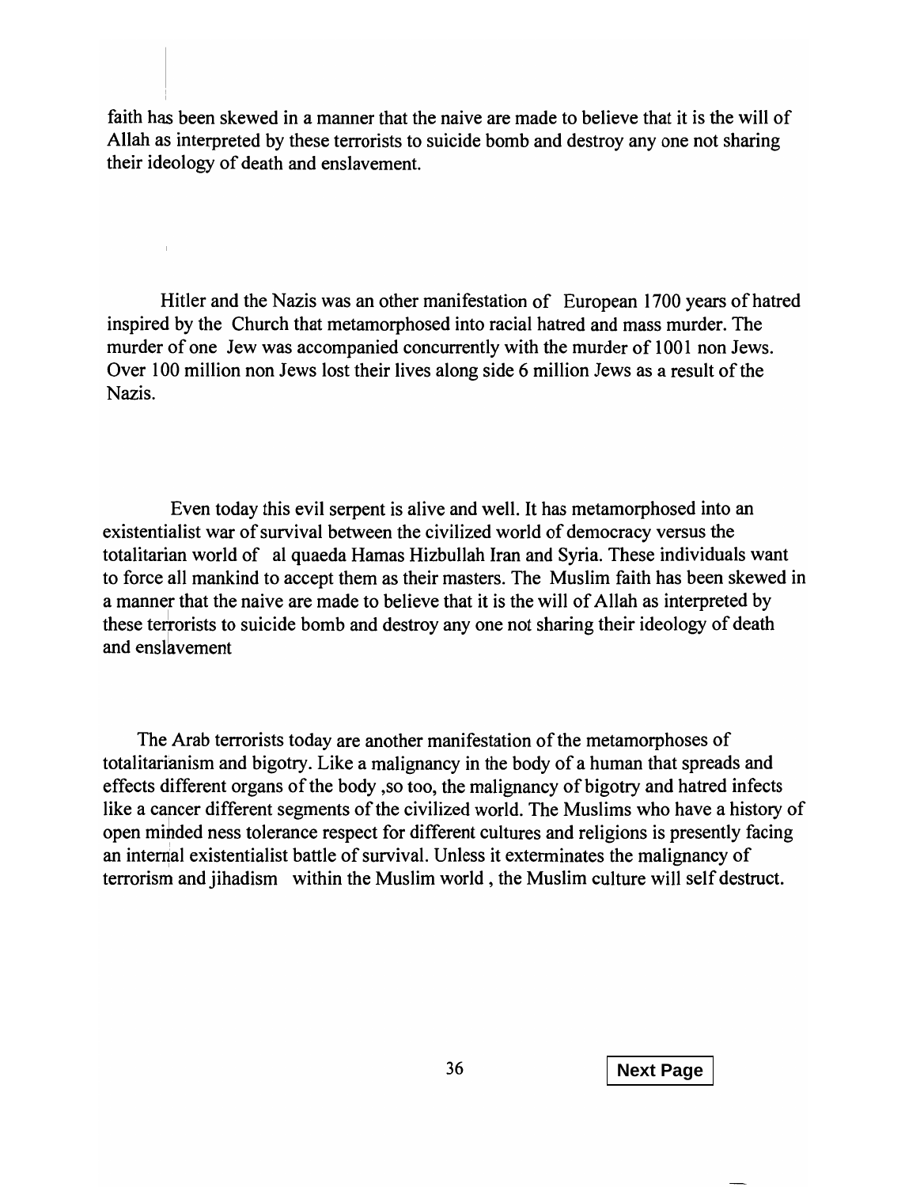faith has been skewed in a manner that the naive are made to believe that it is the will of Allah as interpreted by these terrorists to suicide bomb and destroy any one not sharing their ideology of death and enslavement.

Hitler and the Nazis was an other manifestation of European 1700 years of hatred inspired by the Church that metamorphosed into racial hatred and mass murder. The murder of one Jew was accompanied concurrently with the murder of 1001 non Jews. Over 100 million non Jews lost their lives along side 6 million Jews as a result of the Nazis.

Even today this evil serpent is alive and well. It has metamorphosed into an existentialist war of survival between the civilized world of democracy versus the totalitarian world of al quaeda Hamas Hizbullah Iran and Syria. These individuals want to force all mankind to accept them as their masters. The Muslim faith has been skewed in a manner that the naive are made to believe that it is the will of Allah as interpreted by these terrorists to suicide bomb and destroy any one not sharing their ideology of death and enslavement

The Arab terrorists today are another manifestation of the metamorphoses of totalitarianism and bigotry. Like a malignancy in the body of a human that spreads and effects different organs of the body ,so too, the malignancy of bigotry and hatred infects like a cancer different segments of the civilized world. The Muslims who have a history of open minded ness tolerance respect for different cultures and religions is presently facing an internal existentialist battle of survival. Unless it exterminates the malignancy of terrorism and jihadism within the Muslim world , the Muslim culture will self destruct.

Next Page